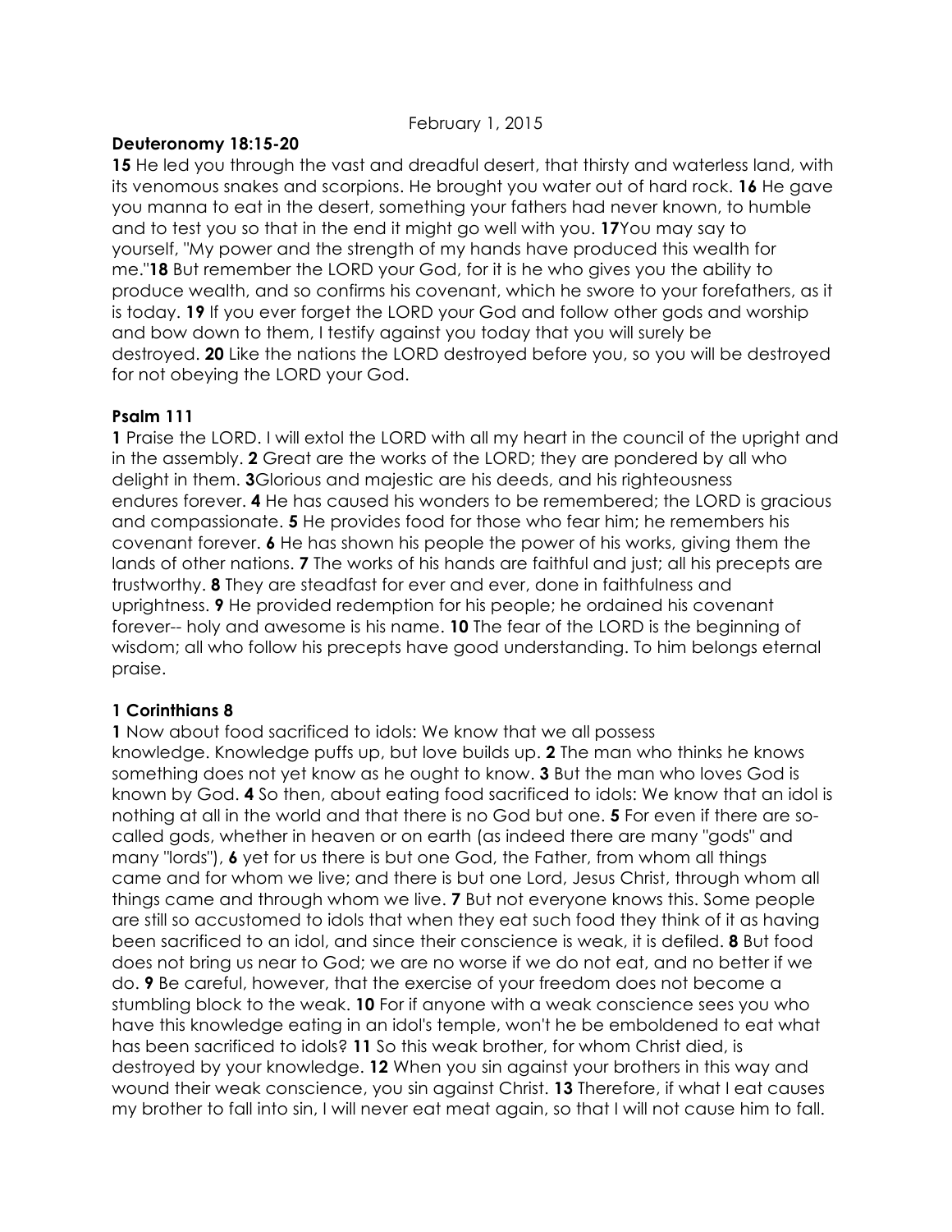February 1, 2015

**Deuteronomy 18:15-20**

**15** He led you through the vast and dreadful desert, that thirsty and waterless land, with its venomous snakes and scorpions. He brought you water out of hard rock. **16** He gave you manna to eat in the desert, something your fathers had never known, to humble and to test you so that in the end it might go well with you. **17**You may say to yourself, "My power and the strength of my hands have produced this wealth for me."**18** But remember the LORD your God, for it is he who gives you the ability to produce wealth, and so confirms his covenant, which he swore to your forefathers, as it is today. **19** If you ever forget the LORD your God and follow other gods and worship and bow down to them, I testify against you today that you will surely be destroyed. **20** Like the nations the LORD destroyed before you, so you will be destroyed for not obeying the LORD your God.

**Psalm 111**

**1** Praise the LORD. I will extol the LORD with all my heart in the council of the upright and in the assembly. **2** Great are the works of the LORD; they are pondered by all who delight in them. **3**Glorious and majestic are his deeds, and his righteousness endures forever. **4** He has caused his wonders to be remembered; the LORD is gracious and compassionate. **5** He provides food for those who fear him; he remembers his covenant forever. **6** He has shown his people the power of his works, giving them the lands of other nations. **7** The works of his hands are faithful and just; all his precepts are trustworthy. **8** They are steadfast for ever and ever, done in faithfulness and uprightness. **9** He provided redemption for his people; he ordained his covenant forever-- holy and awesome is his name. **10** The fear of the LORD is the beginning of wisdom; all who follow his precepts have good understanding. To him belongs eternal praise.

**1 Corinthians 8**

**1** Now about food sacrificed to idols: We know that we all possess knowledge. Knowledge puffs up, but love builds up. **2** The man who thinks he knows something does not yet know as he ought to know. **3** But the man who loves God is known by God. **4** So then, about eating food sacrificed to idols: We know that an idol is nothing at all in the world and that there is no God but one. **5** For even if there are so-called gods, whether in heaven or on earth (as indeed there are many "gods" and many "lords"), **6** yet for us there is but one God, the Father, from whom all things came and for whom we live; and there is but one Lord, Jesus Christ, through whom all things came and through whom we live. **7** But not everyone knows this. Some people are still so accustomed to idols that when they eat such food they think of it as having been sacrificed to an idol, and since their conscience is weak, it is defiled. **8** But food does not bring us near to God; we are no worse if we do not eat, and no better if we do. **9** Be careful, however, that the exercise of your freedom does not become a stumbling block to the weak. **10** For if anyone with a weak conscience sees you who have this knowledge eating in an idol's temple, won't he be emboldened to eat what has been sacrificed to idols? **11** So this weak brother, for whom Christ died, is destroyed by your knowledge. **12** When you sin against your brothers in this way and wound their weak conscience, you sin against Christ. **13** Therefore, if what I eat causes my brother to fall into sin, I will never eat meat again, so that I will not cause him to fall.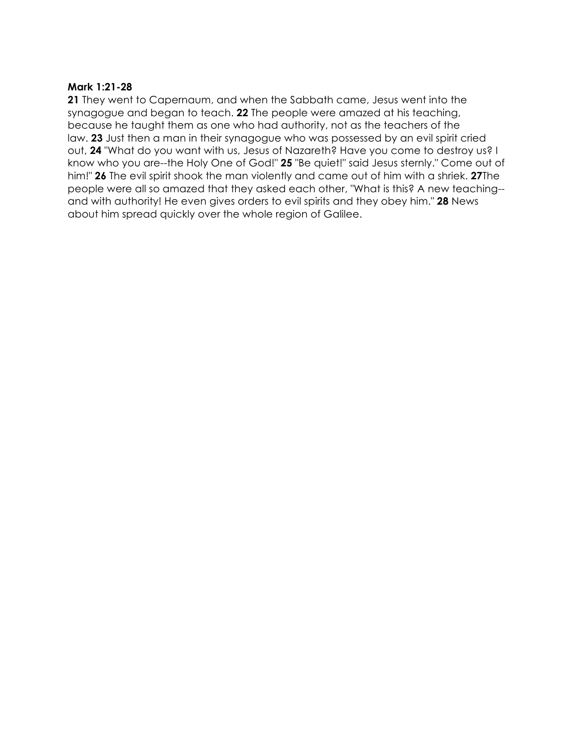**Mark 1:21-28**

**21** They went to Capernaum, and when the Sabbath came, Jesus went into the synagogue and began to teach. **22** The people were amazed at his teaching, because he taught them as one who had authority, not as the teachers of the law. **23** Just then a man in their synagogue who was possessed by an evil spirit cried out, **24** "What do you want with us, Jesus of Nazareth? Have you come to destroy us? I know who you are--the Holy One of God!" **25** "Be quiet!" said Jesus sternly." Come out of him!" **26** The evil spirit shook the man violently and came out of him with a shriek. **27**The people were all so amazed that they asked each other, "What is this? A new teaching--and with authority! He even gives orders to evil spirits and they obey him." **28** News about him spread quickly over the whole region of Galilee.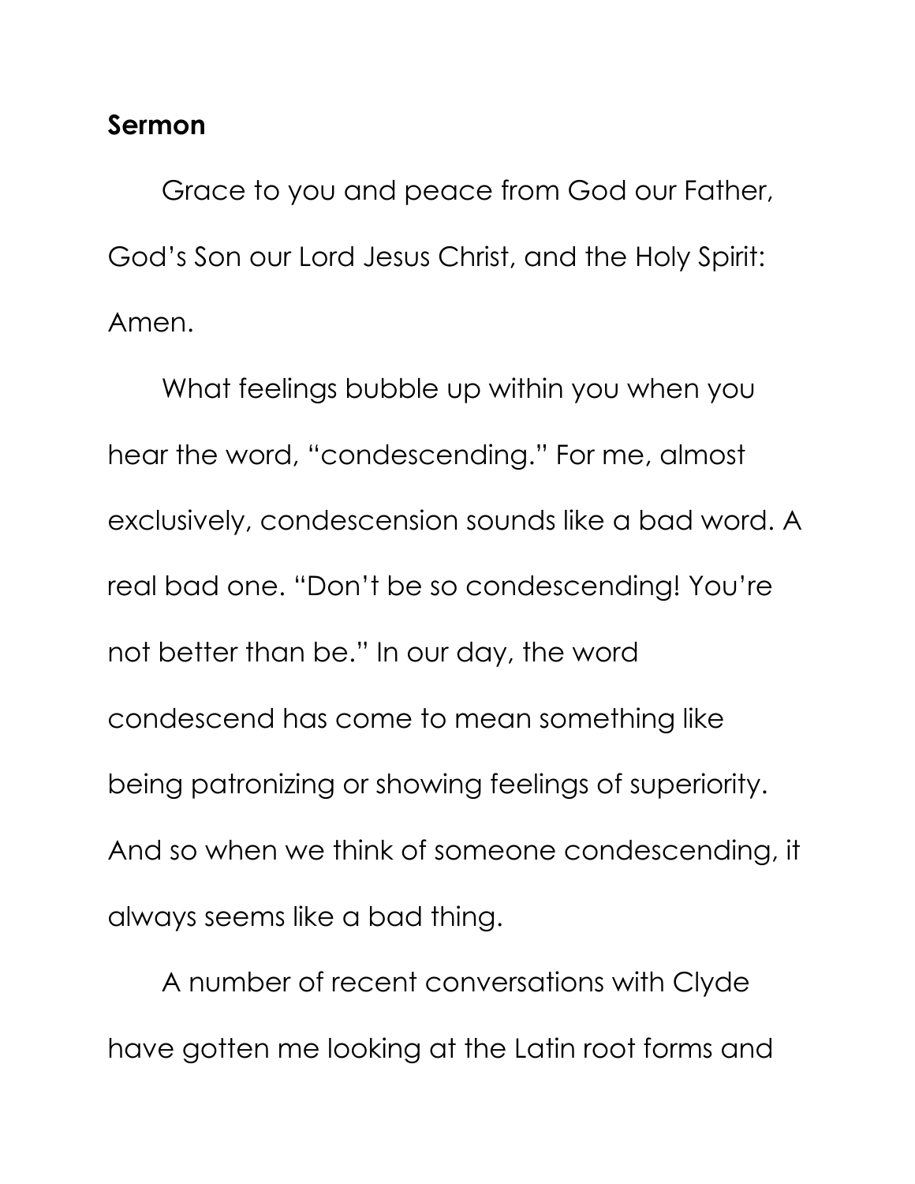**Sermon**

Grace to you and peace from God our Father, God's Son our Lord Jesus Christ, and the Holy Spirit: Amen.

What feelings bubble up within you when you hear the word, "condescending." For me, almost exclusively, condescension sounds like a bad word. A real bad one. "Don't be so condescending! You're not better than be." In our day, the word condescend has come to mean something like being patronizing or showing feelings of superiority. And so when we think of someone condescending, it always seems like a bad thing.

A number of recent conversations with Clyde have gotten me looking at the Latin root forms and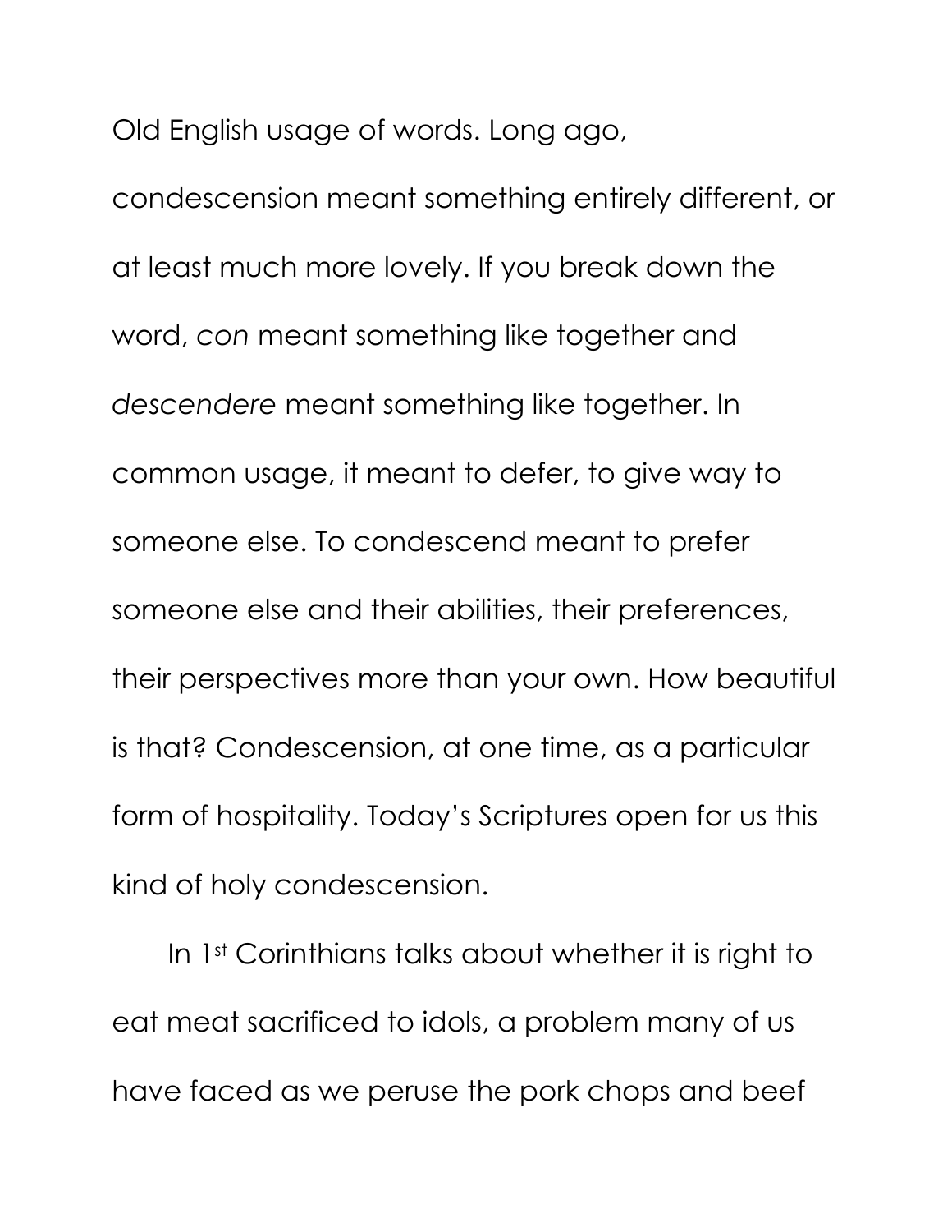Old English usage of words. Long ago, condescension meant something entirely different, or at least much more lovely. If you break down the word, *con* meant something like together and *descendere* meant something like together. In common usage, it meant to defer, to give way to someone else. To condescend meant to prefer someone else and their abilities, their preferences, their perspectives more than your own. How beautiful is that? Condescension, at one time, as a particular form of hospitality. Today's Scriptures open for us this kind of holy condescension.

In 1st Corinthians talks about whether it is right to eat meat sacrificed to idols, a problem many of us have faced as we peruse the pork chops and beef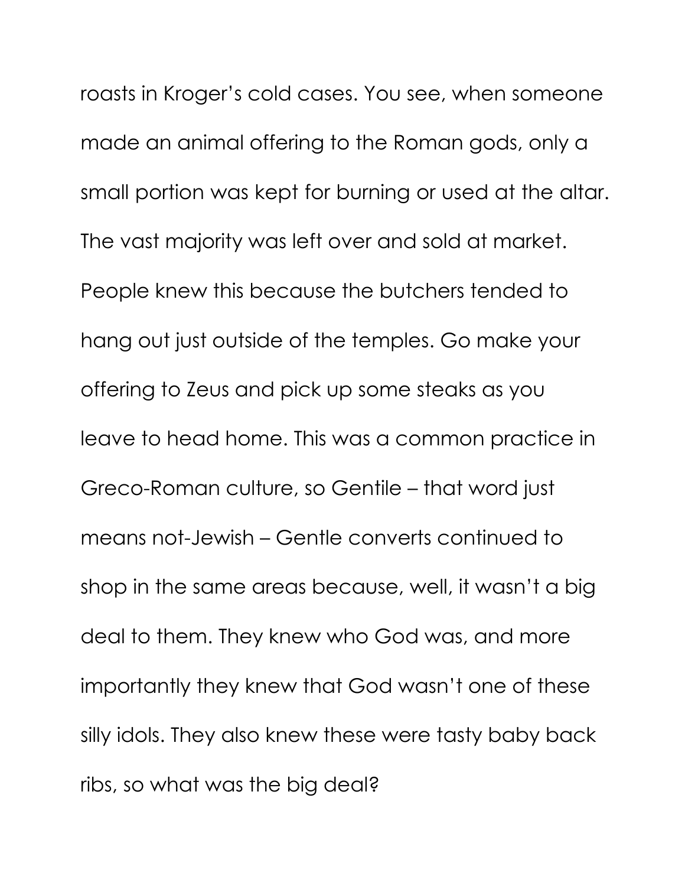roasts in Kroger's cold cases. You see, when someone made an animal offering to the Roman gods, only a small portion was kept for burning or used at the altar. The vast majority was left over and sold at market. People knew this because the butchers tended to hang out just outside of the temples. Go make your offering to Zeus and pick up some steaks as you leave to head home. This was a common practice in Greco-Roman culture, so Gentile – that word just means not-Jewish – Gentle converts continued to shop in the same areas because, well, it wasn't a big deal to them. They knew who God was, and more importantly they knew that God wasn't one of these silly idols. They also knew these were tasty baby back ribs, so what was the big deal?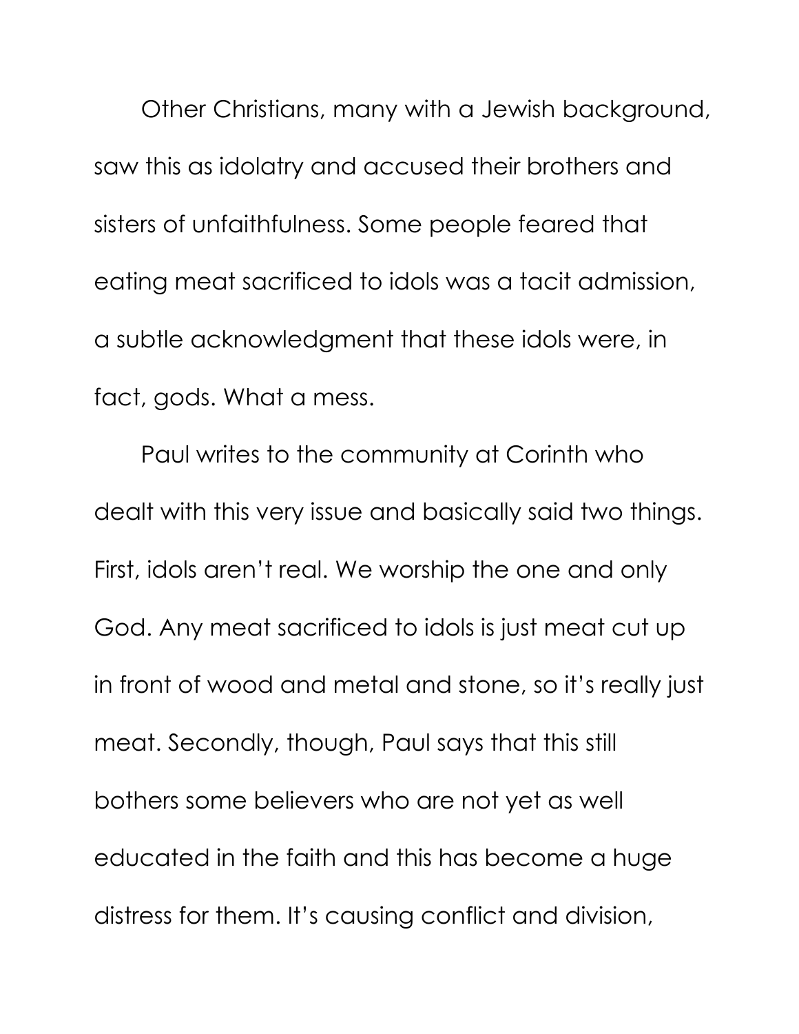Other Christians, many with a Jewish background, saw this as idolatry and accused their brothers and sisters of unfaithfulness. Some people feared that eating meat sacrificed to idols was a tacit admission, a subtle acknowledgment that these idols were, in fact, gods. What a mess.

Paul writes to the community at Corinth who dealt with this very issue and basically said two things. First, idols aren't real. We worship the one and only God. Any meat sacrificed to idols is just meat cut up in front of wood and metal and stone, so it's really just meat. Secondly, though, Paul says that this still bothers some believers who are not yet as well educated in the faith and this has become a huge distress for them. It's causing conflict and division,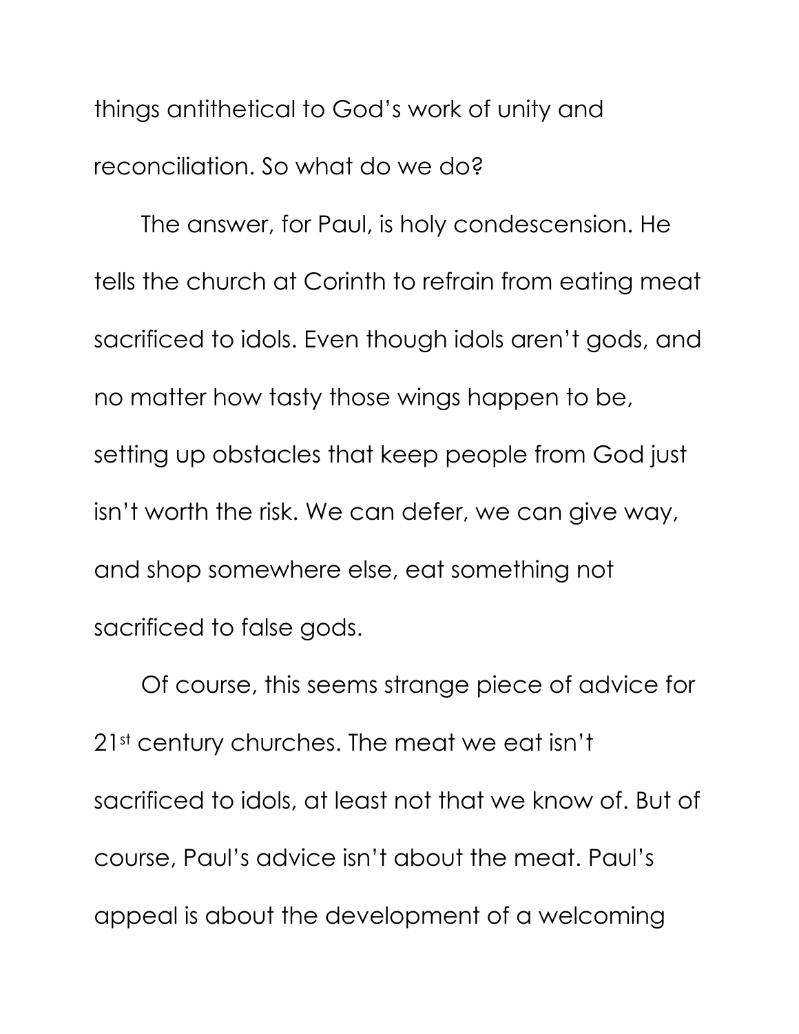things antithetical to God's work of unity and reconciliation. So what do we do?

The answer, for Paul, is holy condescension. He tells the church at Corinth to refrain from eating meat sacrificed to idols. Even though idols aren't gods, and no matter how tasty those wings happen to be, setting up obstacles that keep people from God just isn't worth the risk. We can defer, we can give way, and shop somewhere else, eat something not sacrificed to false gods.

Of course, this seems strange piece of advice for 21st century churches. The meat we eat isn't sacrificed to idols, at least not that we know of. But of course, Paul's advice isn't about the meat. Paul's appeal is about the development of a welcoming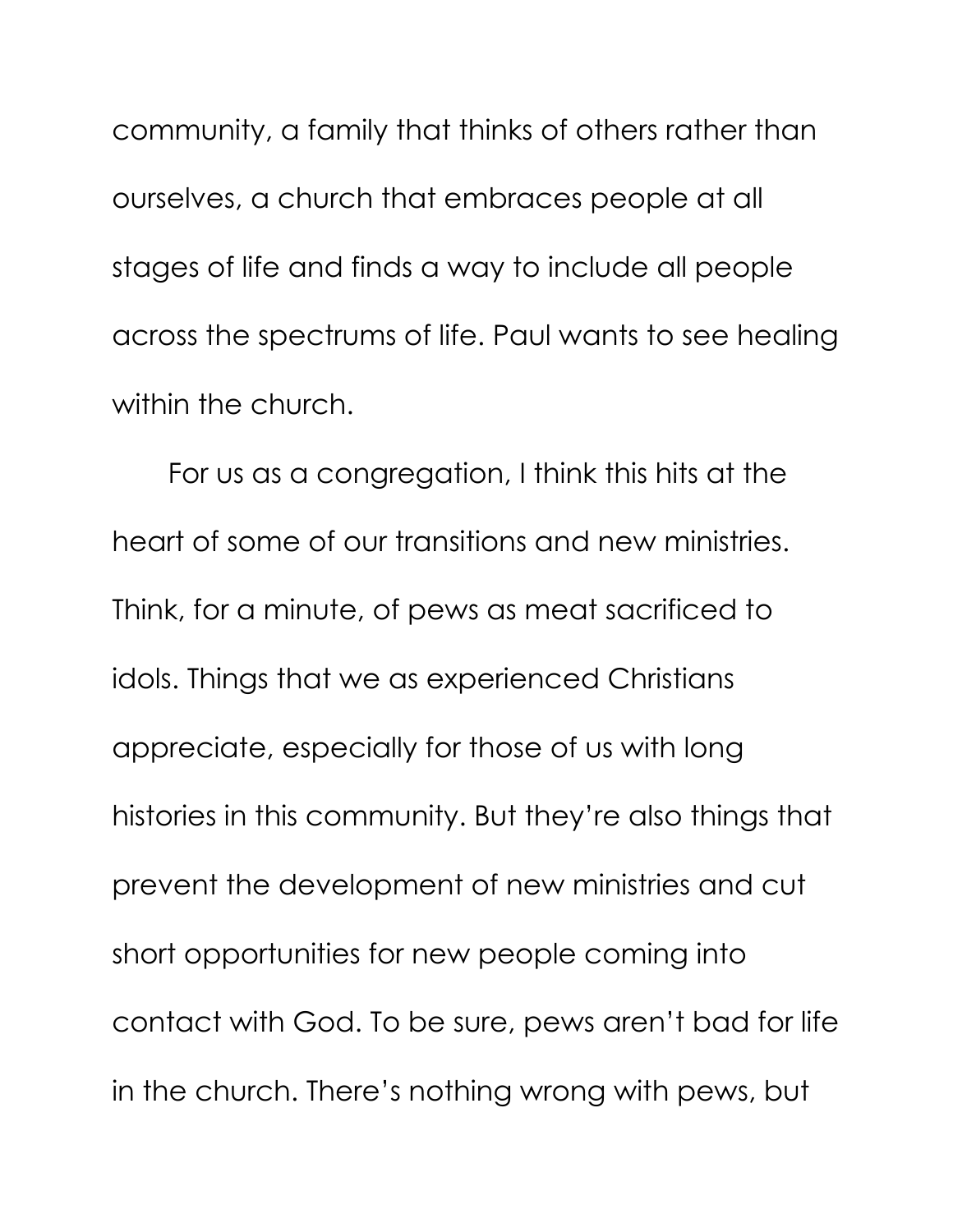community, a family that thinks of others rather than ourselves, a church that embraces people at all stages of life and finds a way to include all people across the spectrums of life. Paul wants to see healing within the church.

For us as a congregation, I think this hits at the heart of some of our transitions and new ministries. Think, for a minute, of pews as meat sacrificed to idols. Things that we as experienced Christians appreciate, especially for those of us with long histories in this community. But they're also things that prevent the development of new ministries and cut short opportunities for new people coming into contact with God. To be sure, pews aren't bad for life in the church. There's nothing wrong with pews, but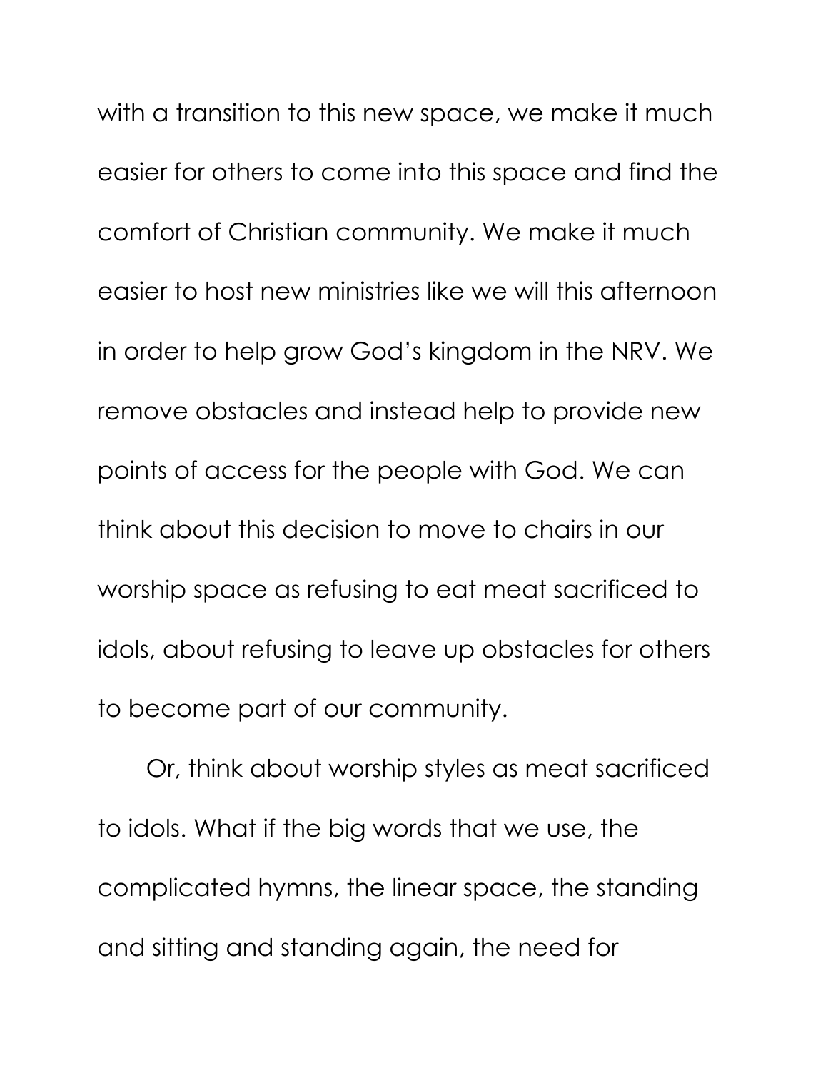with a transition to this new space, we make it much easier for others to come into this space and find the comfort of Christian community. We make it much easier to host new ministries like we will this afternoon in order to help grow God's kingdom in the NRV. We remove obstacles and instead help to provide new points of access for the people with God. We can think about this decision to move to chairs in our worship space as refusing to eat meat sacrificed to idols, about refusing to leave up obstacles for others to become part of our community.

Or, think about worship styles as meat sacrificed to idols. What if the big words that we use, the complicated hymns, the linear space, the standing and sitting and standing again, the need for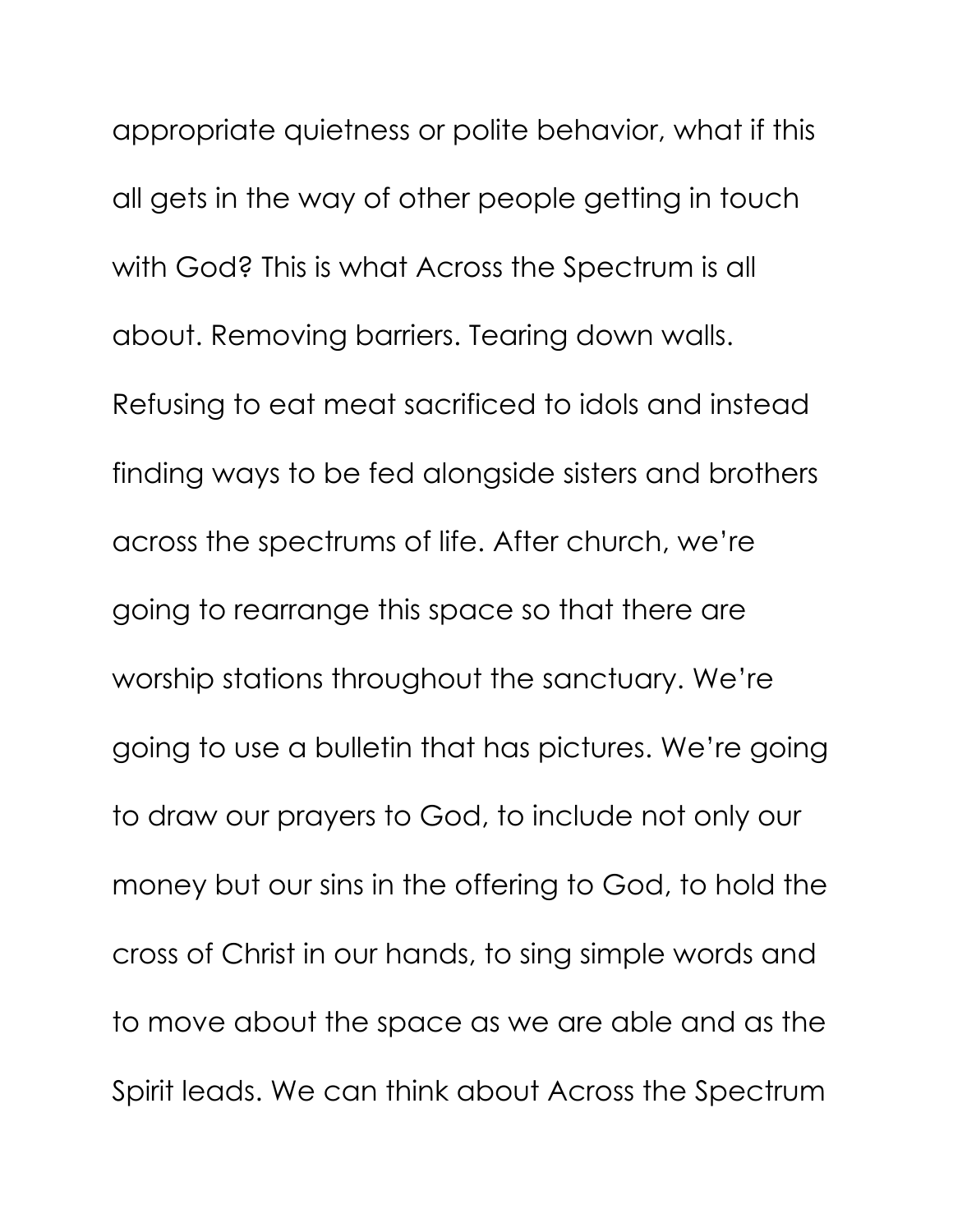appropriate quietness or polite behavior, what if this all gets in the way of other people getting in touch with God? This is what Across the Spectrum is all about. Removing barriers. Tearing down walls. Refusing to eat meat sacrificed to idols and instead finding ways to be fed alongside sisters and brothers across the spectrums of life. After church, we're going to rearrange this space so that there are worship stations throughout the sanctuary. We're going to use a bulletin that has pictures. We're going to draw our prayers to God, to include not only our money but our sins in the offering to God, to hold the cross of Christ in our hands, to sing simple words and to move about the space as we are able and as the Spirit leads. We can think about Across the Spectrum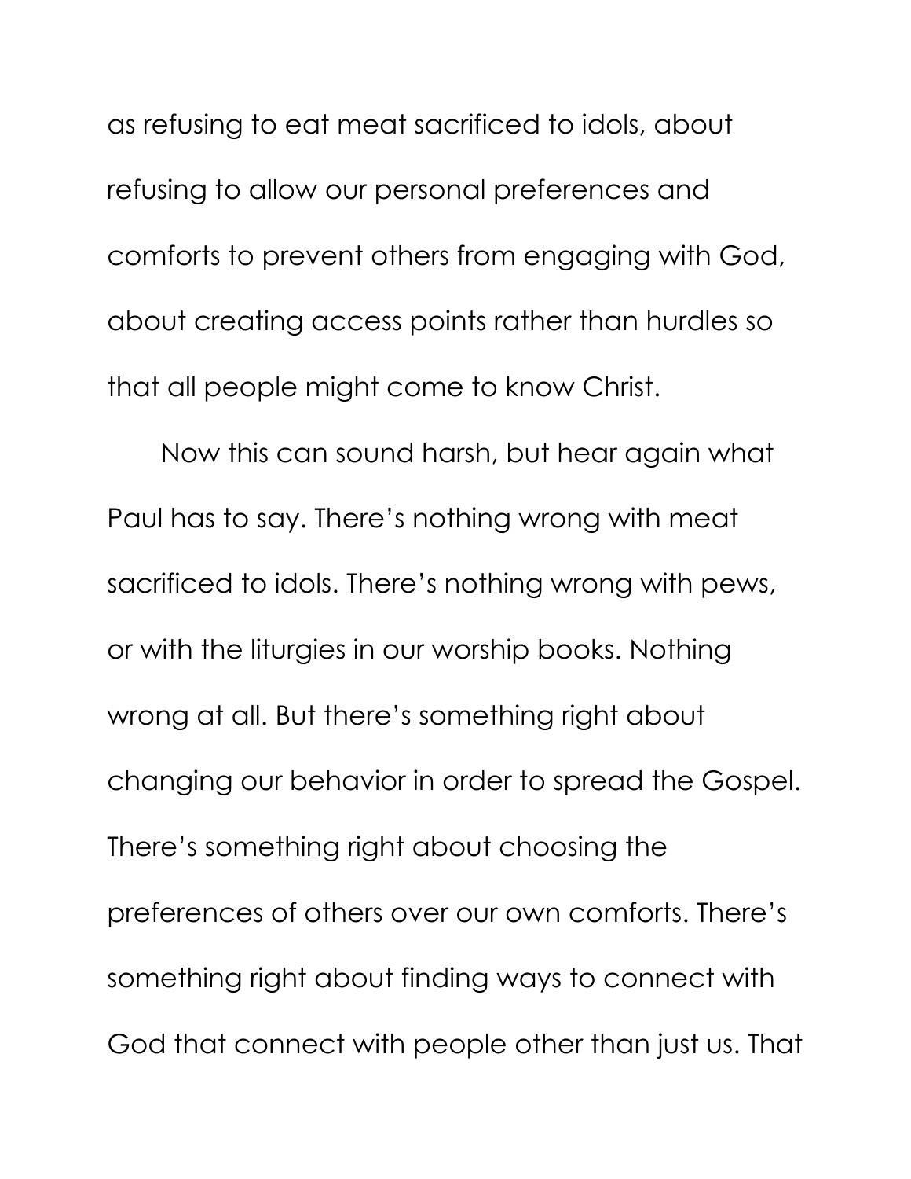as refusing to eat meat sacrificed to idols, about refusing to allow our personal preferences and comforts to prevent others from engaging with God, about creating access points rather than hurdles so that all people might come to know Christ.

Now this can sound harsh, but hear again what Paul has to say. There's nothing wrong with meat sacrificed to idols. There's nothing wrong with pews, or with the liturgies in our worship books. Nothing wrong at all. But there's something right about changing our behavior in order to spread the Gospel. There's something right about choosing the preferences of others over our own comforts. There's something right about finding ways to connect with God that connect with people other than just us. That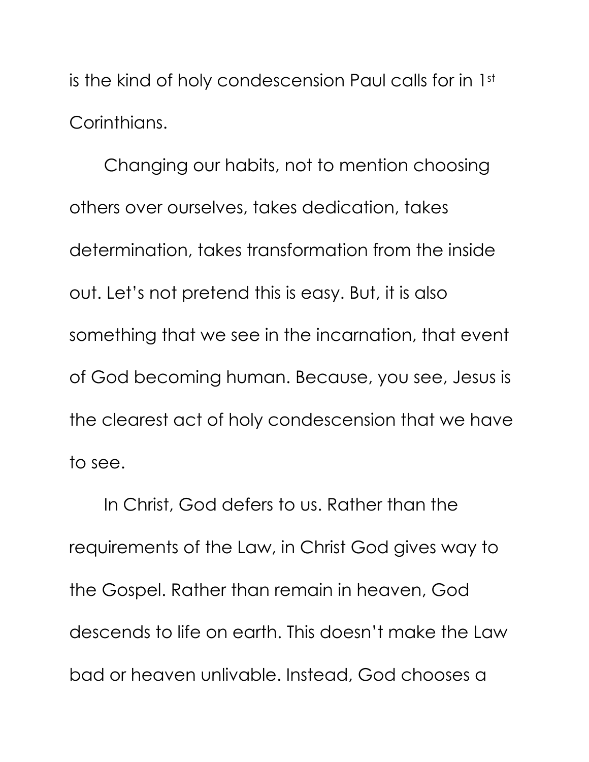is the kind of holy condescension Paul calls for in 1st Corinthians.

Changing our habits, not to mention choosing others over ourselves, takes dedication, takes determination, takes transformation from the inside out. Let's not pretend this is easy. But, it is also something that we see in the incarnation, that event of God becoming human. Because, you see, Jesus is the clearest act of holy condescension that we have to see.

In Christ, God defers to us. Rather than the requirements of the Law, in Christ God gives way to the Gospel. Rather than remain in heaven, God descends to life on earth. This doesn't make the Law bad or heaven unlivable. Instead, God chooses a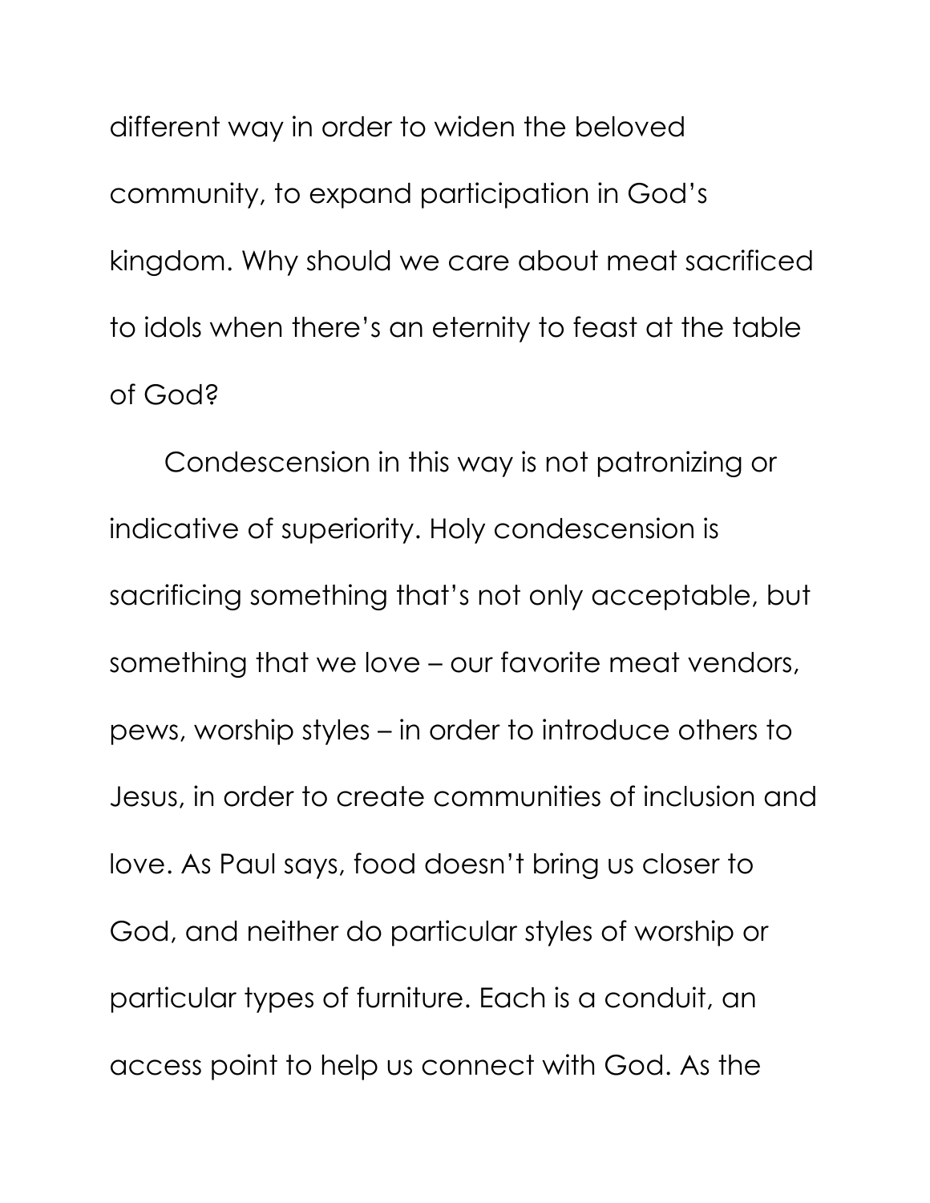different way in order to widen the beloved community, to expand participation in God's kingdom. Why should we care about meat sacrificed to idols when there's an eternity to feast at the table of God?

Condescension in this way is not patronizing or indicative of superiority. Holy condescension is sacrificing something that's not only acceptable, but something that we love – our favorite meat vendors, pews, worship styles – in order to introduce others to Jesus, in order to create communities of inclusion and love. As Paul says, food doesn't bring us closer to God, and neither do particular styles of worship or particular types of furniture. Each is a conduit, an access point to help us connect with God. As the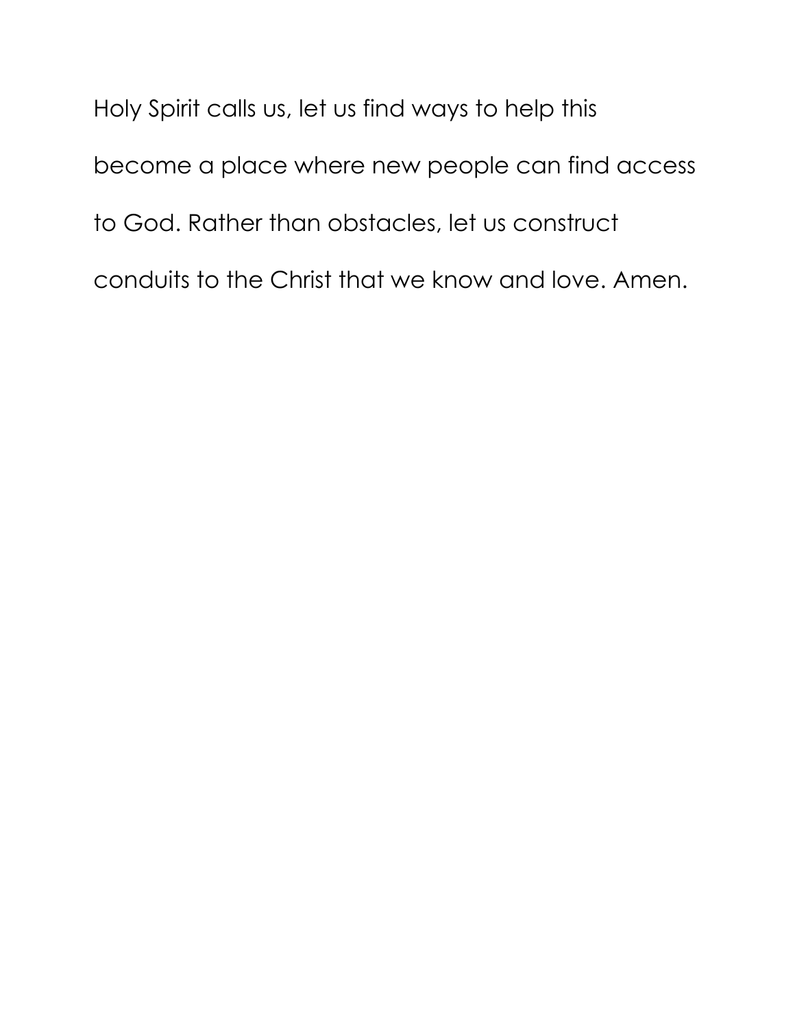Holy Spirit calls us, let us find ways to help this become a place where new people can find access to God. Rather than obstacles, let us construct conduits to the Christ that we know and love. Amen.